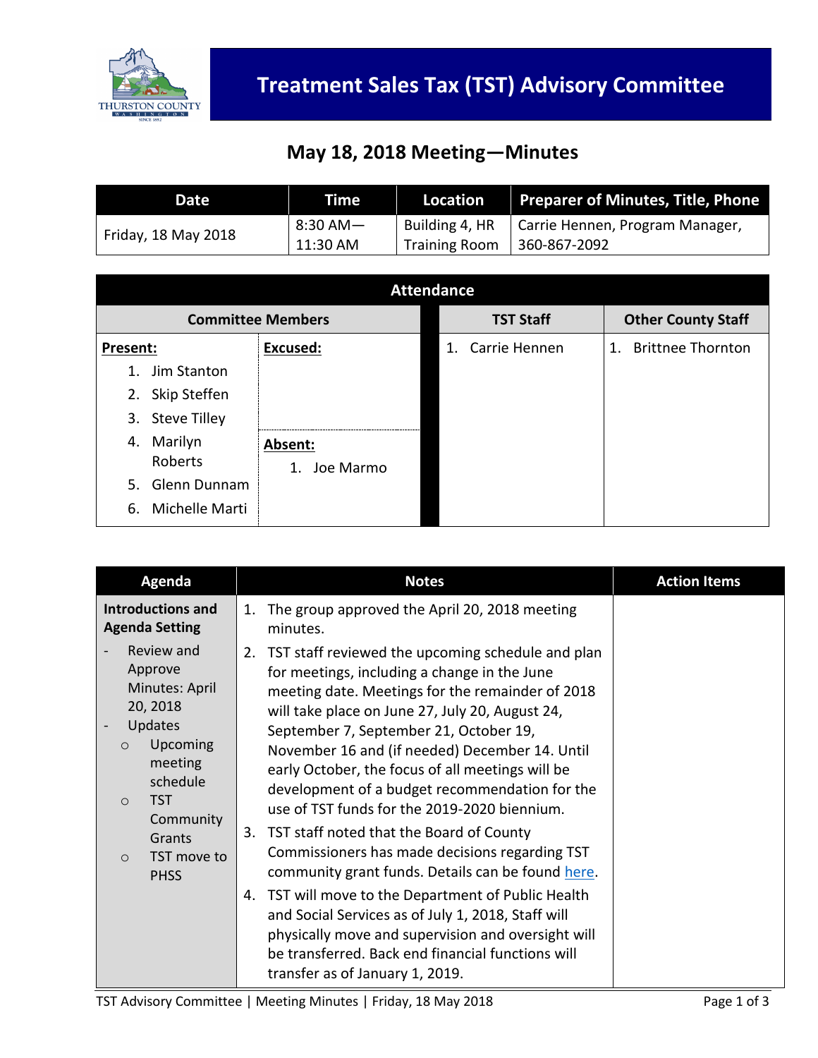# Treatment Sales Tax (TST) Advisory Committee

## May 18, 2018 Meeting—Minutes

| Date | Time | Location | Preparer of Minutes, Title, Phone |
|---|---|---|---|
| Friday, 18 May 2018 | 8:30 AM—11:30 AM | Building 4, HR Training Room | Carrie Hennen, Program Manager, 360-867-2092 |

| Attendance | | | |
|---|---|---|---|
| **Committee Members** | | **TST Staff** | **Other County Staff** |
| **Present:** 1. Jim Stanton 2. Skip Steffen 3. Steve Tilley 4. Marilyn Roberts 5. Glenn Dunnam 6. Michelle Marti | **Excused:** **Absent:** 1. Joe Marmo | 1. Carrie Hennen | 1. Brittnee Thornton |

| Agenda | Notes | Action Items |
|---|---|---|
| **Introductions and Agenda Setting** - Review and Approve Minutes: April 20, 2018 - Updates ○ Upcoming meeting schedule ○ TST Community Grants ○ TST move to PHSS | 1. The group approved the April 20, 2018 meeting minutes. 2. TST staff reviewed the upcoming schedule and plan for meetings, including a change in the June meeting date. Meetings for the remainder of 2018 will take place on June 27, July 20, August 24, September 7, September 21, October 19, November 16 and (if needed) December 14. Until early October, the focus of all meetings will be development of a budget recommendation for the use of TST funds for the 2019-2020 biennium. 3. TST staff noted that the Board of County Commissioners has made decisions regarding TST community grant funds. Details can be found here. 4. TST will move to the Department of Public Health and Social Services as of July 1, 2018, Staff will physically move and supervision and oversight will be transferred. Back end financial functions will transfer as of January 1, 2019. | |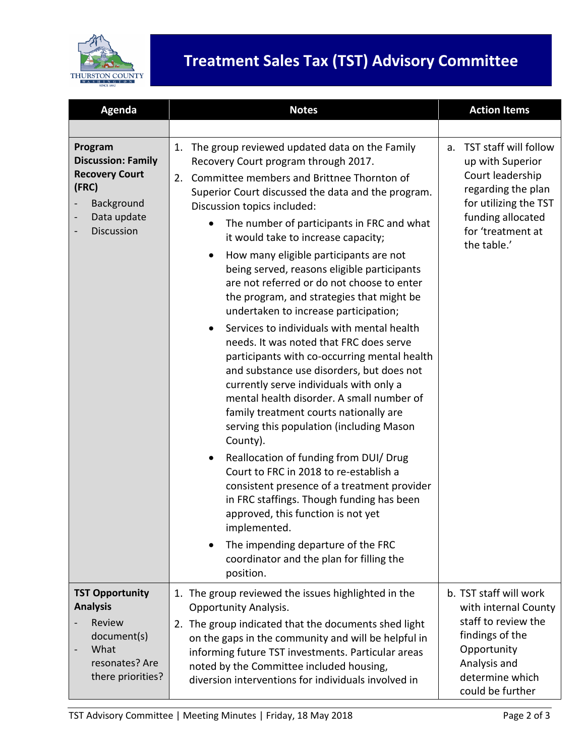# Treatment Sales Tax (TST) Advisory Committee

| Agenda | Notes | Action Items |
|---|---|---|
| | | |
| **Program Discussion: Family Recovery Court (FRC)**<br>- Background<br>- Data update<br>- Discussion | 1. The group reviewed updated data on the Family Recovery Court program through 2017.<br>2. Committee members and Brittnee Thornton of Superior Court discussed the data and the program. Discussion topics included:<br>• The number of participants in FRC and what it would take to increase capacity;<br>• How many eligible participants are not being served, reasons eligible participants are not referred or do not choose to enter the program, and strategies that might be undertaken to increase participation;<br>• Services to individuals with mental health needs. It was noted that FRC does serve participants with co-occurring mental health and substance use disorders, but does not currently serve individuals with only a mental health disorder. A small number of family treatment courts nationally are serving this population (including Mason County).<br>• Reallocation of funding from DUI/ Drug Court to FRC in 2018 to re-establish a consistent presence of a treatment provider in FRC staffings. Though funding has been approved, this function is not yet implemented.<br>• The impending departure of the FRC coordinator and the plan for filling the position. | a. TST staff will follow up with Superior Court leadership regarding the plan for utilizing the TST funding allocated for 'treatment at the table.' |
| **TST Opportunity Analysis**<br>- Review document(s)<br>- What resonates? Are there priorities? | 1. The group reviewed the issues highlighted in the Opportunity Analysis.<br>2. The group indicated that the documents shed light on the gaps in the community and will be helpful in informing future TST investments. Particular areas noted by the Committee included housing, diversion interventions for individuals involved in | b. TST staff will work with internal County staff to review the findings of the Opportunity Analysis and determine which could be further |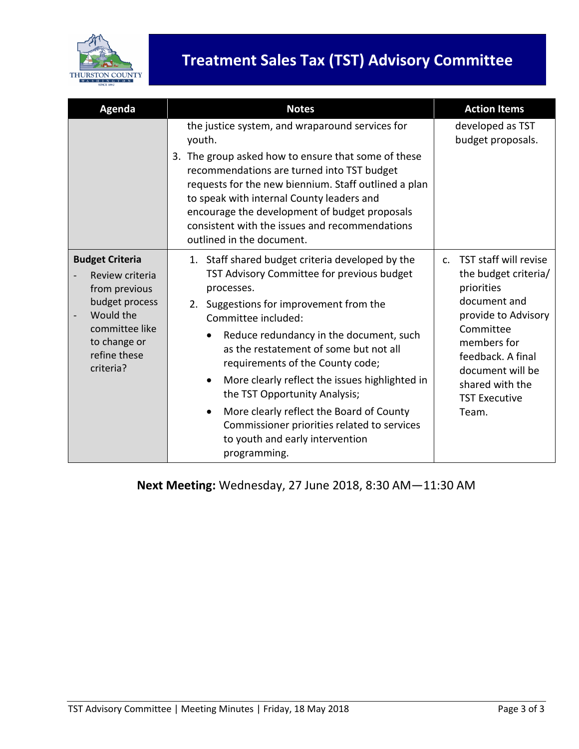# Treatment Sales Tax (TST) Advisory Committee

| Agenda | Notes | Action Items |
|---|---|---|
| | the justice system, and wraparound services for youth.<br>3. The group asked how to ensure that some of these recommendations are turned into TST budget requests for the new biennium. Staff outlined a plan to speak with internal County leaders and encourage the development of budget proposals consistent with the issues and recommendations outlined in the document. | developed as TST budget proposals. |
| **Budget Criteria**<br>- Review criteria from previous budget process<br>- Would the committee like to change or refine these criteria? | 1. Staff shared budget criteria developed by the TST Advisory Committee for previous budget processes.<br>2. Suggestions for improvement from the Committee included:<br>• Reduce redundancy in the document, such as the restatement of some but not all requirements of the County code;<br>• More clearly reflect the issues highlighted in the TST Opportunity Analysis;<br>• More clearly reflect the Board of County Commissioner priorities related to services to youth and early intervention programming. | c. TST staff will revise the budget criteria/ priorities document and provide to Advisory Committee members for feedback. A final document will be shared with the TST Executive Team. |

**Next Meeting:** Wednesday, 27 June 2018, 8:30 AM—11:30 AM